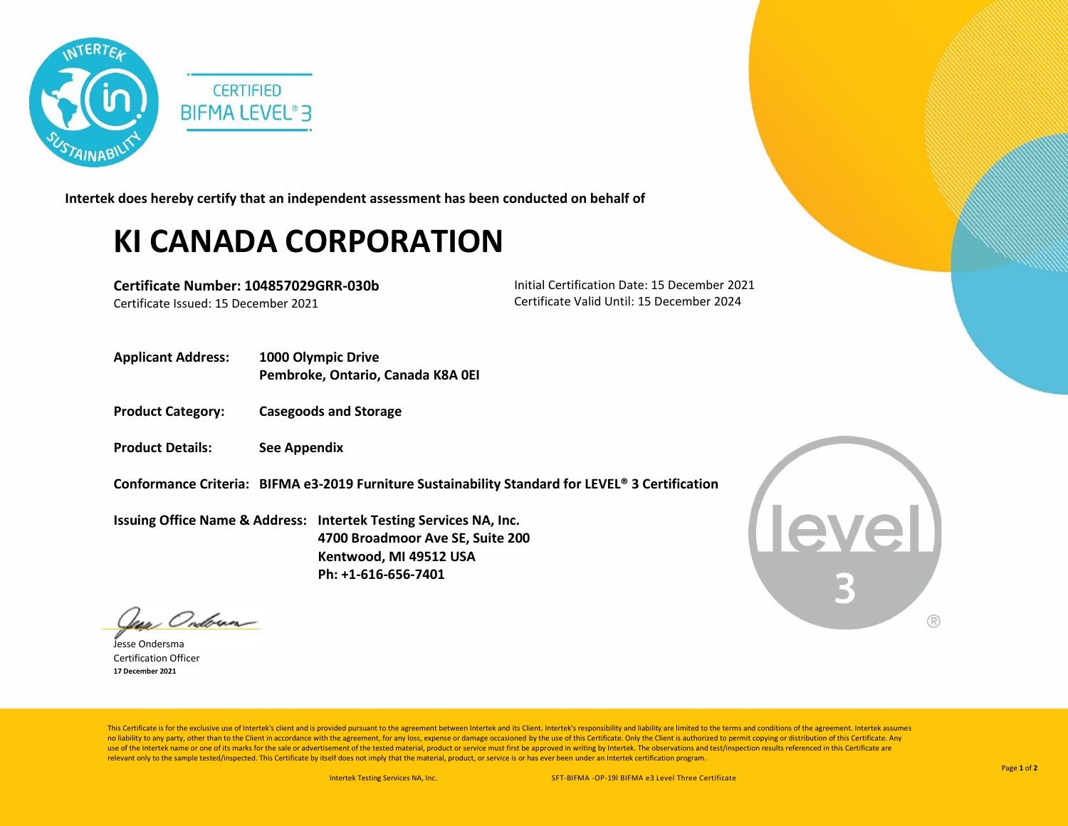CERTIFIED
BIFMA LEVEL® 3

**Intertek does hereby certify that an independent assessment has been conducted on behalf of**

# KI CANADA CORPORATION

**Certificate Number: 104857029GRR-030b**
Certificate Issued: 15 December 2021

Initial Certification Date: 15 December 2021
Certificate Valid Until: 15 December 2024

**Applicant Address:** **1000 Olympic Drive**
**Pembroke, Ontario, Canada K8A 0EI**

**Product Category:** **Casegoods and Storage**

**Product Details:** **See Appendix**

**Conformance Criteria:** **BIFMA e3-2019 Furniture Sustainability Standard for LEVEL® 3 Certification**

**Issuing Office Name & Address:** **Intertek Testing Services NA, Inc.**
**4700 Broadmoor Ave SE, Suite 200**
**Kentwood, MI 49512 USA**
**Ph: +1-616-656-7401**

Jesse Ondersma
Certification Officer
**17 December 2021**

level 3 ®

This Certificate is for the exclusive use of Intertek's client and is provided pursuant to the agreement between Intertek and its Client. Intertek's responsibility and liability are limited to the terms and conditions of the agreement. Intertek assumes no liability to any party, other than to the Client in accordance with the agreement, for any loss, expense or damage occasioned by the use of this Certificate. Only the Client is authorized to permit copying or distribution of this Certificate. Any use of the Intertek name or one of its marks for the sale or advertisement of the tested material, product or service must first be approved in writing by Intertek. The observations and test/inspection results referenced in this Certificate are relevant only to the sample tested/inspected. This Certificate by itself does not imply that the material, product, or service is or has ever been under an Intertek certification program.

Intertek Testing Services NA, Inc. SFT-BIFMA -OP-19I BIFMA e3 Level Three Certificate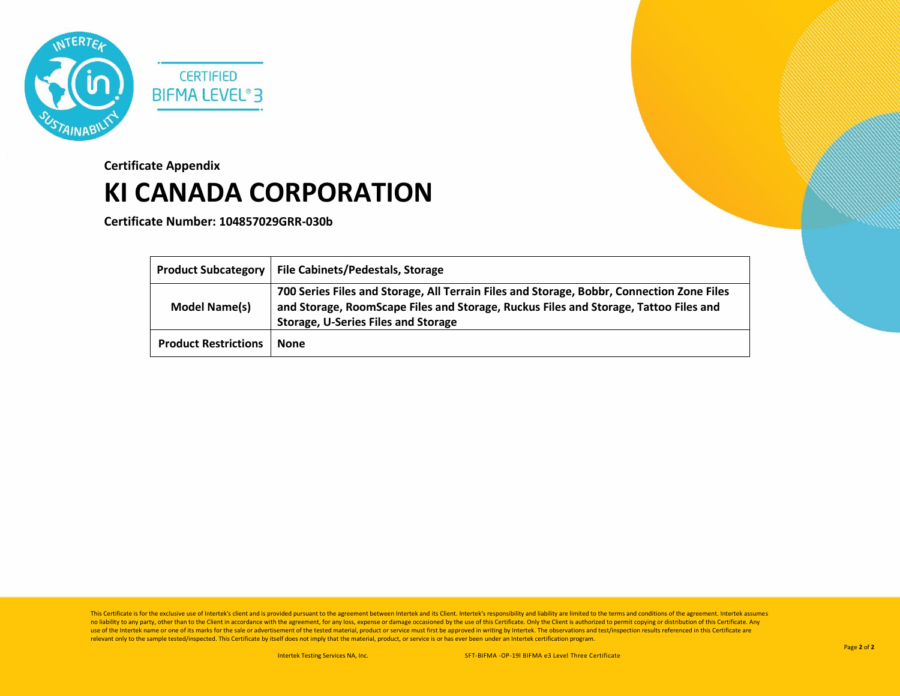CERTIFIED
BIFMA LEVEL® 3

**Certificate Appendix**

# KI CANADA CORPORATION

**Certificate Number: 104857029GRR-030b**

| | |
|---|---|
| **Product Subcategory** | **File Cabinets/Pedestals, Storage** |
| **Model Name(s)** | **700 Series Files and Storage, All Terrain Files and Storage, Bobbr, Connection Zone Files and Storage, RoomScape Files and Storage, Ruckus Files and Storage, Tattoo Files and Storage, U-Series Files and Storage** |
| **Product Restrictions** | **None** |

This Certificate is for the exclusive use of Intertek's client and is provided pursuant to the agreement between Intertek and its Client. Intertek's responsibility and liability are limited to the terms and conditions of the agreement. Intertek assumes no liability to any party, other than to the Client in accordance with the agreement, for any loss, expense or damage occasioned by the use of this Certificate. Only the Client is authorized to permit copying or distribution of this Certificate. Any use of the Intertek name or one of its marks for the sale or advertisement of the tested material, product or service must first be approved in writing by Intertek. The observations and test/inspection results referenced in this Certificate are relevant only to the sample tested/inspected. This Certificate by itself does not imply that the material, product, or service is or has ever been under an Intertek certification program.

Intertek Testing Services NA, Inc.

SFT-BIFMA -OP-19l BIFMA e3 Level Three Certificate